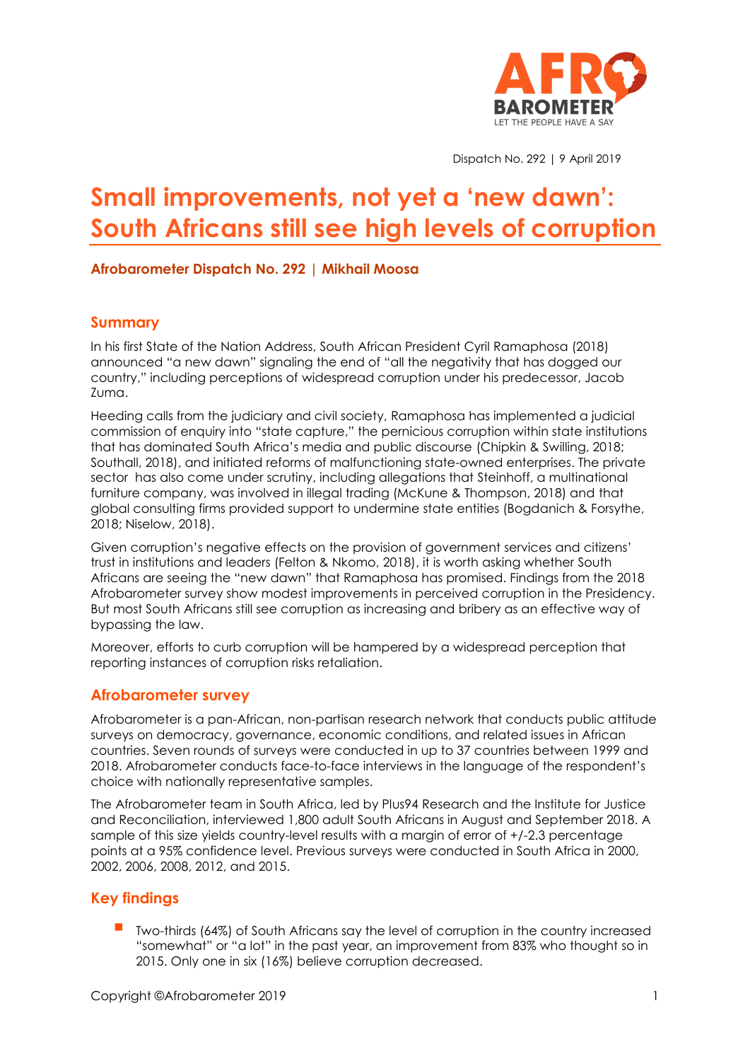Dispatch No. 292 | 9 April 2019

# Small improvements, not yet a 'new dawn': South Africans still see high levels of corruption

**Afrobarometer Dispatch No. 292 | Mikhail Moosa**

## Summary

In his first State of the Nation Address, South African President Cyril Ramaphosa (2018) announced "a new dawn" signaling the end of "all the negativity that has dogged our country," including perceptions of widespread corruption under his predecessor, Jacob Zuma.

Heeding calls from the judiciary and civil society, Ramaphosa has implemented a judicial commission of enquiry into "state capture," the pernicious corruption within state institutions that has dominated South Africa's media and public discourse (Chipkin & Swilling, 2018; Southall, 2018), and initiated reforms of malfunctioning state-owned enterprises. The private sector has also come under scrutiny, including allegations that Steinhoff, a multinational furniture company, was involved in illegal trading (McKune & Thompson, 2018) and that global consulting firms provided support to undermine state entities (Bogdanich & Forsythe, 2018; Niselow, 2018).

Given corruption's negative effects on the provision of government services and citizens' trust in institutions and leaders (Felton & Nkomo, 2018), it is worth asking whether South Africans are seeing the "new dawn" that Ramaphosa has promised. Findings from the 2018 Afrobarometer survey show modest improvements in perceived corruption in the Presidency. But most South Africans still see corruption as increasing and bribery as an effective way of bypassing the law.

Moreover, efforts to curb corruption will be hampered by a widespread perception that reporting instances of corruption risks retaliation.

## Afrobarometer survey

Afrobarometer is a pan-African, non-partisan research network that conducts public attitude surveys on democracy, governance, economic conditions, and related issues in African countries. Seven rounds of surveys were conducted in up to 37 countries between 1999 and 2018. Afrobarometer conducts face-to-face interviews in the language of the respondent's choice with nationally representative samples.

The Afrobarometer team in South Africa, led by Plus94 Research and the Institute for Justice and Reconciliation, interviewed 1,800 adult South Africans in August and September 2018. A sample of this size yields country-level results with a margin of error of +/-2.3 percentage points at a 95% confidence level. Previous surveys were conducted in South Africa in 2000, 2002, 2006, 2008, 2012, and 2015.

## Key findings

- Two-thirds (64%) of South Africans say the level of corruption in the country increased "somewhat" or "a lot" in the past year, an improvement from 83% who thought so in 2015. Only one in six (16%) believe corruption decreased.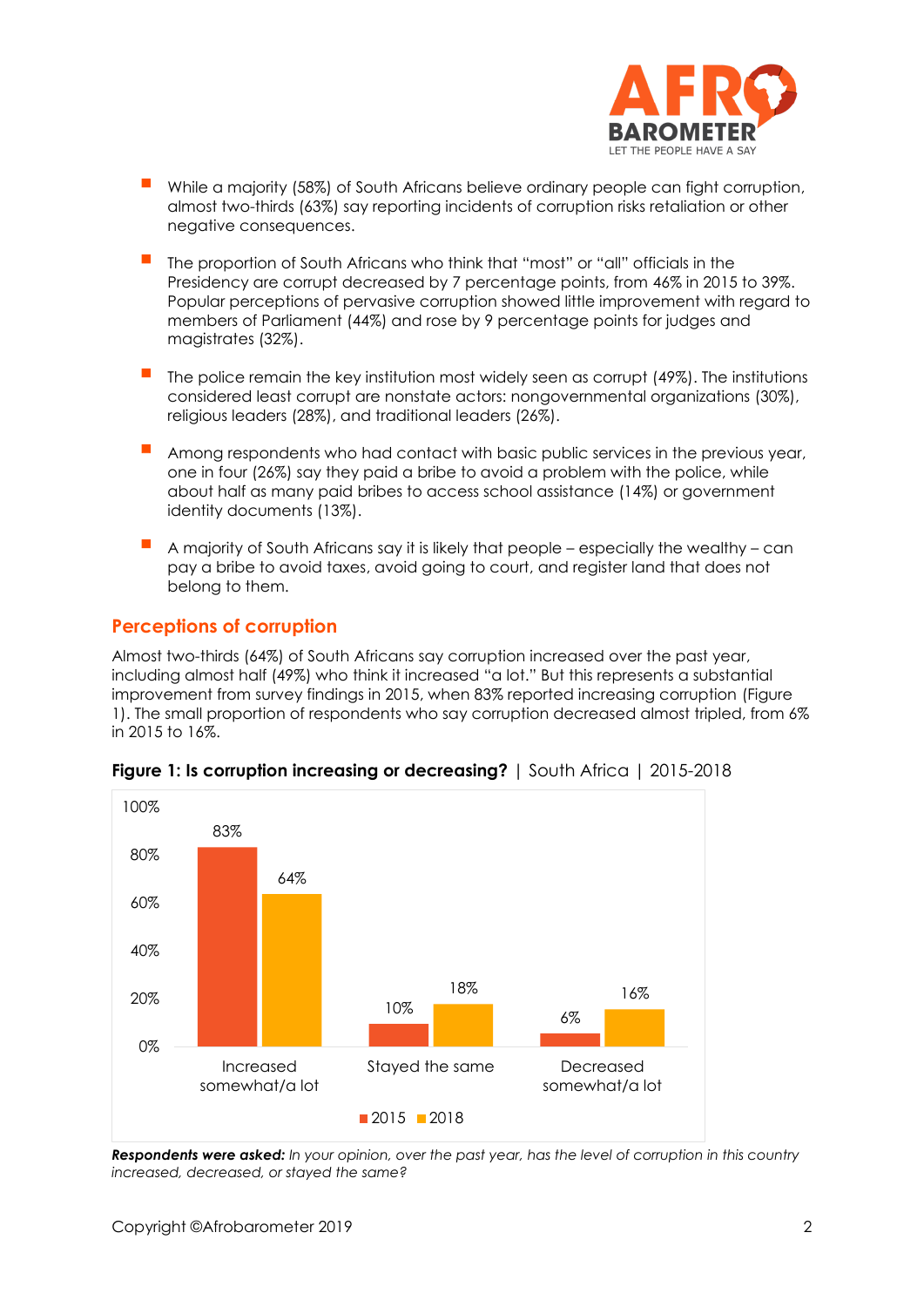- While a majority (58%) of South Africans believe ordinary people can fight corruption, almost two-thirds (63%) say reporting incidents of corruption risks retaliation or other negative consequences.

- The proportion of South Africans who think that "most" or "all" officials in the Presidency are corrupt decreased by 7 percentage points, from 46% in 2015 to 39%. Popular perceptions of pervasive corruption showed little improvement with regard to members of Parliament (44%) and rose by 9 percentage points for judges and magistrates (32%).

- The police remain the key institution most widely seen as corrupt (49%). The institutions considered least corrupt are nonstate actors: nongovernmental organizations (30%), religious leaders (28%), and traditional leaders (26%).

- Among respondents who had contact with basic public services in the previous year, one in four (26%) say they paid a bribe to avoid a problem with the police, while about half as many paid bribes to access school assistance (14%) or government identity documents (13%).

- A majority of South Africans say it is likely that people – especially the wealthy – can pay a bribe to avoid taxes, avoid going to court, and register land that does not belong to them.

## Perceptions of corruption

Almost two-thirds (64%) of South Africans say corruption increased over the past year, including almost half (49%) who think it increased "a lot." But this represents a substantial improvement from survey findings in 2015, when 83% reported increasing corruption (Figure 1). The small proportion of respondents who say corruption decreased almost tripled, from 6% in 2015 to 16%.

**Figure 1: Is corruption increasing or decreasing?** | South Africa | 2015-2018

| | 2015 | 2018 |
|---|---|---|
| Increased somewhat/a lot | 83% | 64% |
| Stayed the same | 10% | 18% |
| Decreased somewhat/a lot | 6% | 16% |

***Respondents were asked:*** *In your opinion, over the past year, has the level of corruption in this country increased, decreased, or stayed the same?*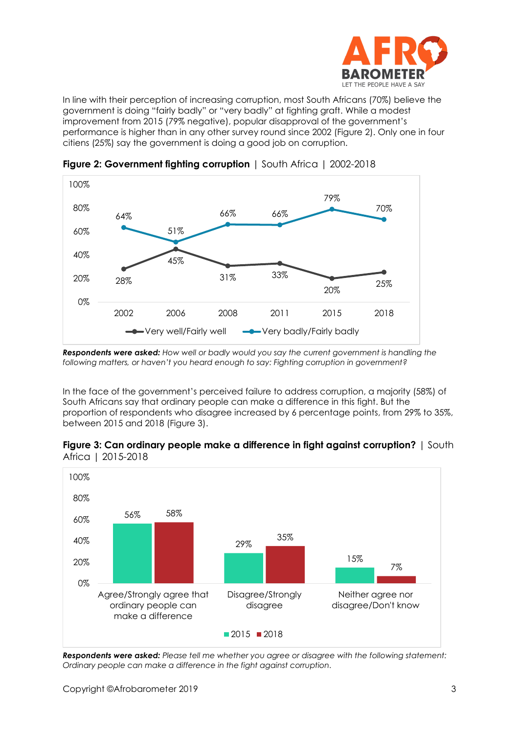In line with their perception of increasing corruption, most South Africans (70%) believe the government is doing "fairly badly" or "very badly" at fighting graft. While a modest improvement from 2015 (79% negative), popular disapproval of the government's performance is higher than in any other survey round since 2002 (Figure 2). Only one in four citiens (25%) say the government is doing a good job on corruption.

**Figure 2: Government fighting corruption** | South Africa | 2002-2018

| | 2002 | 2006 | 2008 | 2011 | 2015 | 2018 |
|---|---|---|---|---|---|---|
| Very well/Fairly well | 28% | 45% | 31% | 33% | 20% | 25% |
| Very badly/Fairly badly | 64% | 51% | 66% | 66% | 79% | 70% |

***Respondents were asked:*** *How well or badly would you say the current government is handling the following matters, or haven't you heard enough to say: Fighting corruption in government?*

In the face of the government's perceived failure to address corruption, a majority (58%) of South Africans say that ordinary people can make a difference in this fight. But the proportion of respondents who disagree increased by 6 percentage points, from 29% to 35%, between 2015 and 2018 (Figure 3).

**Figure 3: Can ordinary people make a difference in fight against corruption?** | South Africa | 2015-2018

| | 2015 | 2018 |
|---|---|---|
| Agree/Strongly agree that ordinary people can make a difference | 56% | 58% |
| Disagree/Strongly disagree | 29% | 35% |
| Neither agree nor disagree/Don't know | 15% | 7% |

***Respondents were asked:*** *Please tell me whether you agree or disagree with the following statement: Ordinary people can make a difference in the fight against corruption.*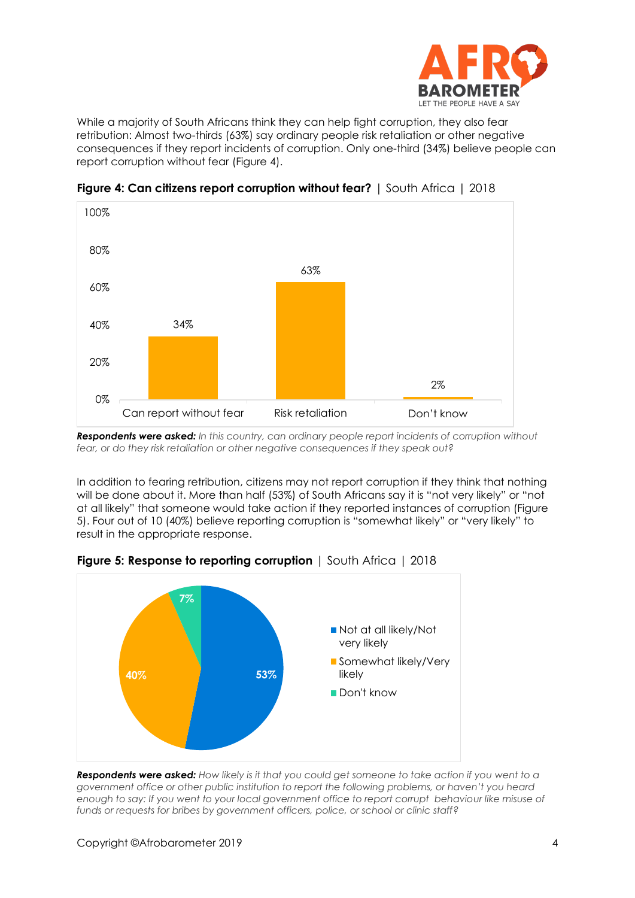While a majority of South Africans think they can help fight corruption, they also fear retribution: Almost two-thirds (63%) say ordinary people risk retaliation or other negative consequences if they report incidents of corruption. Only one-third (34%) believe people can report corruption without fear (Figure 4).

**Figure 4: Can citizens report corruption without fear?** | South Africa | 2018

| | Percent |
|---|---|
| Can report without fear | 34% |
| Risk retaliation | 63% |
| Don't know | 2% |

***Respondents were asked:*** *In this country, can ordinary people report incidents of corruption without fear, or do they risk retaliation or other negative consequences if they speak out?*

In addition to fearing retribution, citizens may not report corruption if they think that nothing will be done about it. More than half (53%) of South Africans say it is "not very likely" or "not at all likely" that someone would take action if they reported instances of corruption (Figure 5). Four out of 10 (40%) believe reporting corruption is "somewhat likely" or "very likely" to result in the appropriate response.

**Figure 5: Response to reporting corruption** | South Africa | 2018

| | Percent |
|---|---|
| Not at all likely/Not very likely | 53% |
| Somewhat likely/Very likely | 40% |
| Don't know | 7% |

***Respondents were asked:*** *How likely is it that you could get someone to take action if you went to a government office or other public institution to report the following problems, or haven't you heard enough to say: If you went to your local government office to report corrupt behaviour like misuse of funds or requests for bribes by government officers, police, or school or clinic staff?*

Copyright ©Afrobarometer 2019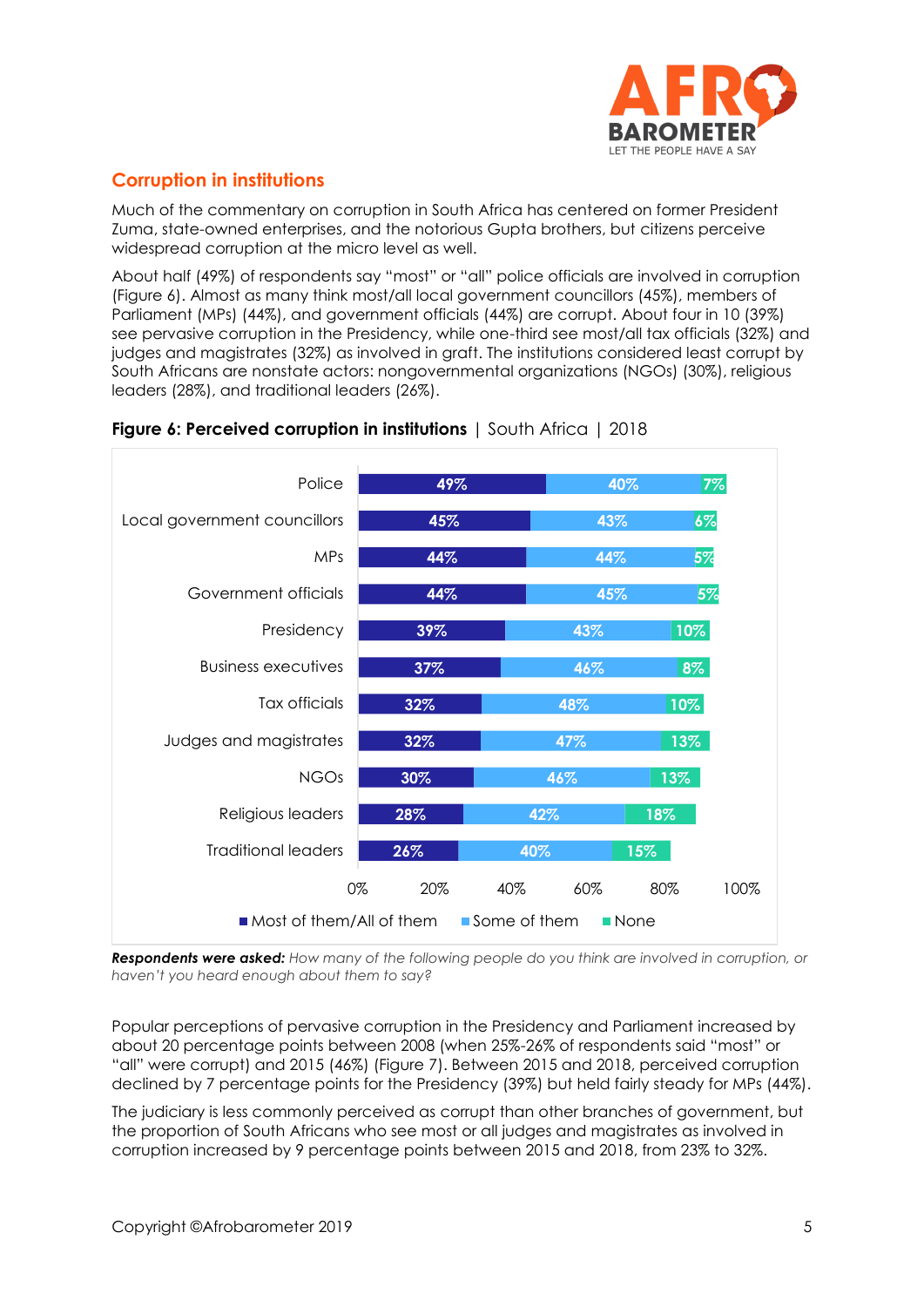## Corruption in institutions

Much of the commentary on corruption in South Africa has centered on former President Zuma, state-owned enterprises, and the notorious Gupta brothers, but citizens perceive widespread corruption at the micro level as well.

About half (49%) of respondents say "most" or "all" police officials are involved in corruption (Figure 6). Almost as many think most/all local government councillors (45%), members of Parliament (MPs) (44%), and government officials (44%) are corrupt. About four in 10 (39%) see pervasive corruption in the Presidency, while one-third see most/all tax officials (32%) and judges and magistrates (32%) as involved in graft. The institutions considered least corrupt by South Africans are nonstate actors: nongovernmental organizations (NGOs) (30%), religious leaders (28%), and traditional leaders (26%).

**Figure 6: Perceived corruption in institutions** | South Africa | 2018

| | Most of them/All of them | Some of them | None |
|---|---|---|---|
| Police | 49% | 40% | 7% |
| Local government councillors | 45% | 43% | 6% |
| MPs | 44% | 44% | 5% |
| Government officials | 44% | 45% | 5% |
| Presidency | 39% | 43% | 10% |
| Business executives | 37% | 46% | 8% |
| Tax officials | 32% | 48% | 10% |
| Judges and magistrates | 32% | 47% | 13% |
| NGOs | 30% | 46% | 13% |
| Religious leaders | 28% | 42% | 18% |
| Traditional leaders | 26% | 40% | 15% |

***Respondents were asked:*** *How many of the following people do you think are involved in corruption, or haven't you heard enough about them to say?*

Popular perceptions of pervasive corruption in the Presidency and Parliament increased by about 20 percentage points between 2008 (when 25%-26% of respondents said "most" or "all" were corrupt) and 2015 (46%) (Figure 7). Between 2015 and 2018, perceived corruption declined by 7 percentage points for the Presidency (39%) but held fairly steady for MPs (44%).

The judiciary is less commonly perceived as corrupt than other branches of government, but the proportion of South Africans who see most or all judges and magistrates as involved in corruption increased by 9 percentage points between 2015 and 2018, from 23% to 32%.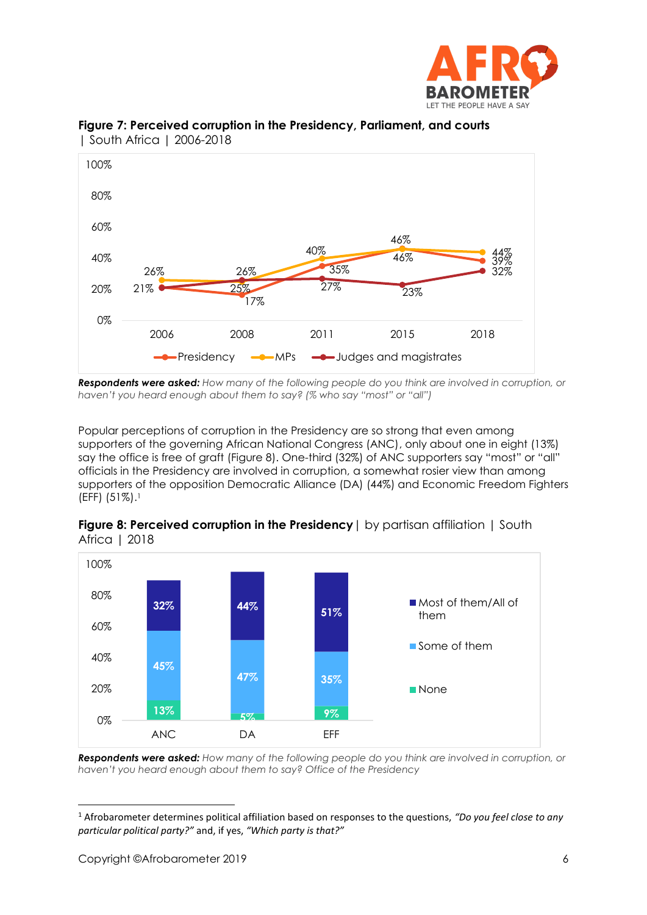**Figure 7: Perceived corruption in the Presidency, Parliament, and courts** | South Africa | 2006-2018

| | 2006 | 2008 | 2011 | 2015 | 2018 |
|---|---|---|---|---|---|
| Presidency | 21% | 17% | 35% | 46% | 39% |
| MPs | 26% | 25% | 40% | 46% | 44% |
| Judges and magistrates | 21% | 26% | 27% | 23% | 32% |

***Respondents were asked:*** *How many of the following people do you think are involved in corruption, or haven't you heard enough about them to say? (% who say "most" or "all")*

Popular perceptions of corruption in the Presidency are so strong that even among supporters of the governing African National Congress (ANC), only about one in eight (13%) say the office is free of graft (Figure 8). One-third (32%) of ANC supporters say "most" or "all" officials in the Presidency are involved in corruption, a somewhat rosier view than among supporters of the opposition Democratic Alliance (DA) (44%) and Economic Freedom Fighters (EFF) (51%).[1]

**Figure 8: Perceived corruption in the Presidency** | by partisan affiliation | South Africa | 2018

| | ANC | DA | EFF |
|---|---|---|---|
| Most of them/All of them | 32% | 44% | 51% |
| Some of them | 45% | 47% | 35% |
| None | 13% | 5% | 9% |

***Respondents were asked:*** *How many of the following people do you think are involved in corruption, or haven't you heard enough about them to say? Office of the Presidency*

---

[1] Afrobarometer determines political affiliation based on responses to the questions, *"Do you feel close to any particular political party?"* and, if yes, *"Which party is that?"*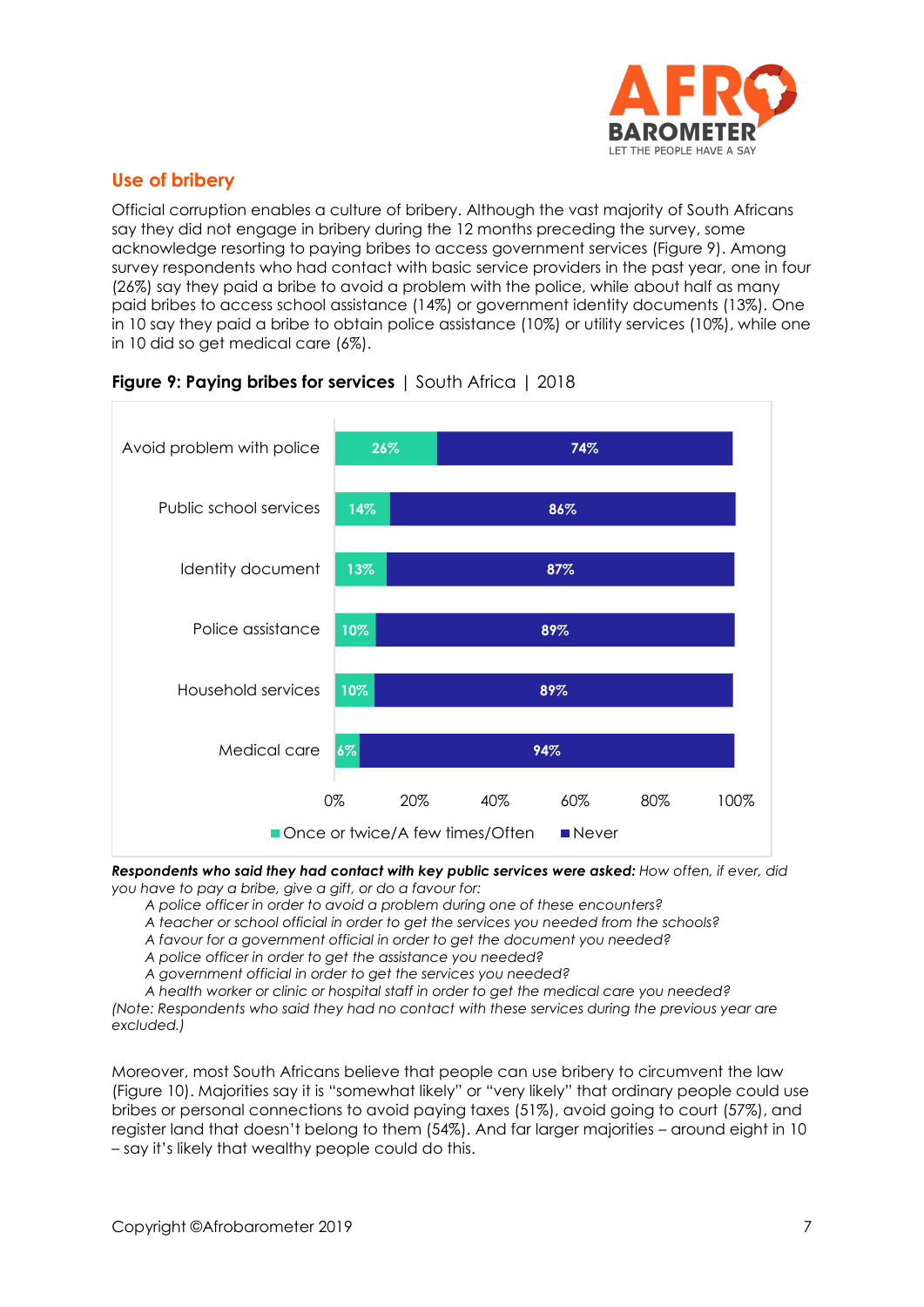## Use of bribery

Official corruption enables a culture of bribery. Although the vast majority of South Africans say they did not engage in bribery during the 12 months preceding the survey, some acknowledge resorting to paying bribes to access government services (Figure 9). Among survey respondents who had contact with basic service providers in the past year, one in four (26%) say they paid a bribe to avoid a problem with the police, while about half as many paid bribes to access school assistance (14%) or government identity documents (13%). One in 10 say they paid a bribe to obtain police assistance (10%) or utility services (10%), while one in 10 did so get medical care (6%).

**Figure 9: Paying bribes for services** | South Africa | 2018

| | Once or twice/A few times/Often | Never |
|---|---|---|
| Avoid problem with police | 26% | 74% |
| Public school services | 14% | 86% |
| Identity document | 13% | 87% |
| Police assistance | 10% | 89% |
| Household services | 10% | 89% |
| Medical care | 6% | 94% |

***Respondents who said they had contact with key public services were asked:*** *How often, if ever, did you have to pay a bribe, give a gift, or do a favour for:*

*A police officer in order to avoid a problem during one of these encounters?*
*A teacher or school official in order to get the services you needed from the schools?*
*A favour for a government official in order to get the document you needed?*
*A police officer in order to get the assistance you needed?*
*A government official in order to get the services you needed?*
*A health worker or clinic or hospital staff in order to get the medical care you needed?*

*(Note: Respondents who said they had no contact with these services during the previous year are excluded.)*

Moreover, most South Africans believe that people can use bribery to circumvent the law (Figure 10). Majorities say it is "somewhat likely" or "very likely" that ordinary people could use bribes or personal connections to avoid paying taxes (51%), avoid going to court (57%), and register land that doesn't belong to them (54%). And far larger majorities – around eight in 10 – say it's likely that wealthy people could do this.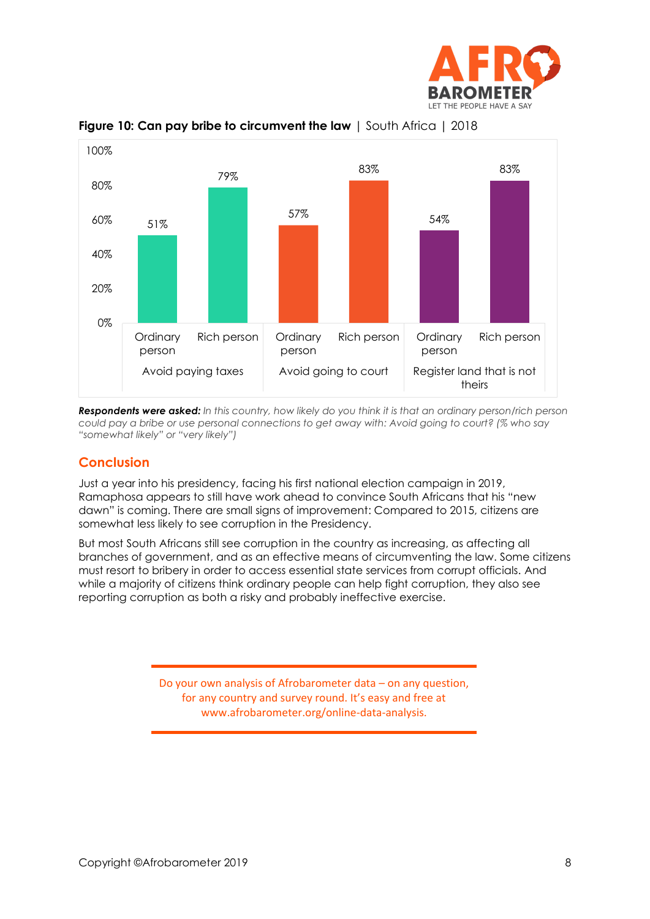**Figure 10: Can pay bribe to circumvent the law** | South Africa | 2018

| | Ordinary person | Rich person |
|---|---|---|
| Avoid paying taxes | 51% | 79% |
| Avoid going to court | 57% | 83% |
| Register land that is not theirs | 54% | 83% |

***Respondents were asked:*** *In this country, how likely do you think it is that an ordinary person/rich person could pay a bribe or use personal connections to get away with: Avoid going to court? (% who say "somewhat likely" or "very likely")*

## Conclusion

Just a year into his presidency, facing his first national election campaign in 2019, Ramaphosa appears to still have work ahead to convince South Africans that his "new dawn" is coming. There are small signs of improvement: Compared to 2015, citizens are somewhat less likely to see corruption in the Presidency.

But most South Africans still see corruption in the country as increasing, as affecting all branches of government, and as an effective means of circumventing the law. Some citizens must resort to bribery in order to access essential state services from corrupt officials. And while a majority of citizens think ordinary people can help fight corruption, they also see reporting corruption as both a risky and probably ineffective exercise.

---

Do your own analysis of Afrobarometer data – on any question, for any country and survey round. It's easy and free at www.afrobarometer.org/online-data-analysis.

---

Copyright ©Afrobarometer 2019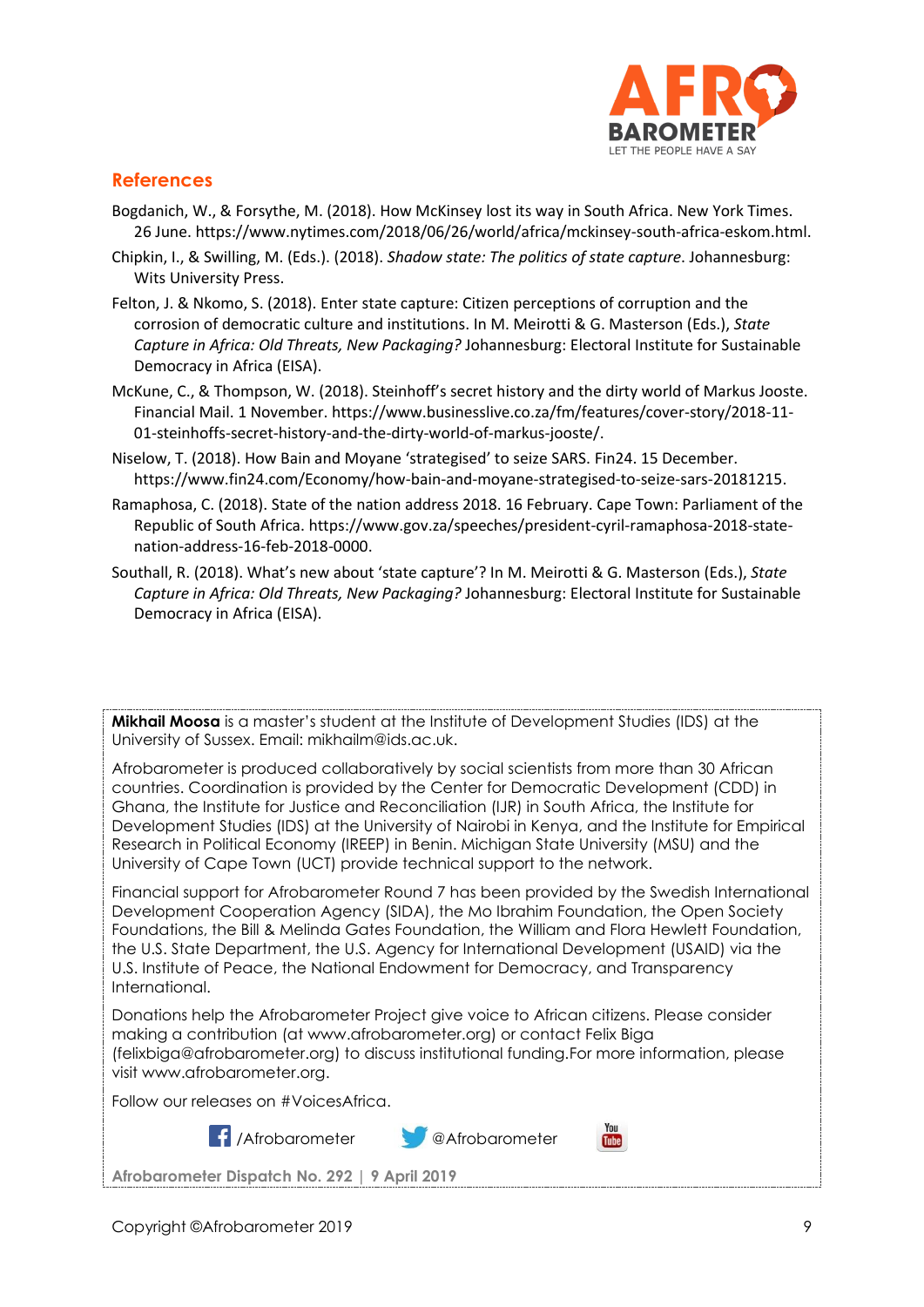## References

Bogdanich, W., & Forsythe, M. (2018). How McKinsey lost its way in South Africa. New York Times. 26 June. https://www.nytimes.com/2018/06/26/world/africa/mckinsey-south-africa-eskom.html.

Chipkin, I., & Swilling, M. (Eds.). (2018). *Shadow state: The politics of state capture*. Johannesburg: Wits University Press.

Felton, J. & Nkomo, S. (2018). Enter state capture: Citizen perceptions of corruption and the corrosion of democratic culture and institutions. In M. Meirotti & G. Masterson (Eds.), *State Capture in Africa: Old Threats, New Packaging?* Johannesburg: Electoral Institute for Sustainable Democracy in Africa (EISA).

McKune, C., & Thompson, W. (2018). Steinhoff's secret history and the dirty world of Markus Jooste. Financial Mail. 1 November. https://www.businesslive.co.za/fm/features/cover-story/2018-11-01-steinhoffs-secret-history-and-the-dirty-world-of-markus-jooste/.

Niselow, T. (2018). How Bain and Moyane 'strategised' to seize SARS. Fin24. 15 December. https://www.fin24.com/Economy/how-bain-and-moyane-strategised-to-seize-sars-20181215.

Ramaphosa, C. (2018). State of the nation address 2018. 16 February. Cape Town: Parliament of the Republic of South Africa. https://www.gov.za/speeches/president-cyril-ramaphosa-2018-state-nation-address-16-feb-2018-0000.

Southall, R. (2018). What's new about 'state capture'? In M. Meirotti & G. Masterson (Eds.), *State Capture in Africa: Old Threats, New Packaging?* Johannesburg: Electoral Institute for Sustainable Democracy in Africa (EISA).

**Mikhail Moosa** is a master's student at the Institute of Development Studies (IDS) at the University of Sussex. Email: mikhailm@ids.ac.uk.

Afrobarometer is produced collaboratively by social scientists from more than 30 African countries. Coordination is provided by the Center for Democratic Development (CDD) in Ghana, the Institute for Justice and Reconciliation (IJR) in South Africa, the Institute for Development Studies (IDS) at the University of Nairobi in Kenya, and the Institute for Empirical Research in Political Economy (IREEP) in Benin. Michigan State University (MSU) and the University of Cape Town (UCT) provide technical support to the network.

Financial support for Afrobarometer Round 7 has been provided by the Swedish International Development Cooperation Agency (SIDA), the Mo Ibrahim Foundation, the Open Society Foundations, the Bill & Melinda Gates Foundation, the William and Flora Hewlett Foundation, the U.S. State Department, the U.S. Agency for International Development (USAID) via the U.S. Institute of Peace, the National Endowment for Democracy, and Transparency International.

Donations help the Afrobarometer Project give voice to African citizens. Please consider making a contribution (at www.afrobarometer.org) or contact Felix Biga (felixbiga@afrobarometer.org) to discuss institutional funding.For more information, please visit www.afrobarometer.org.

Follow our releases on #VoicesAfrica.

/Afrobarometer @Afrobarometer

**Afrobarometer Dispatch No. 292 | 9 April 2019**

Copyright ©Afrobarometer 2019